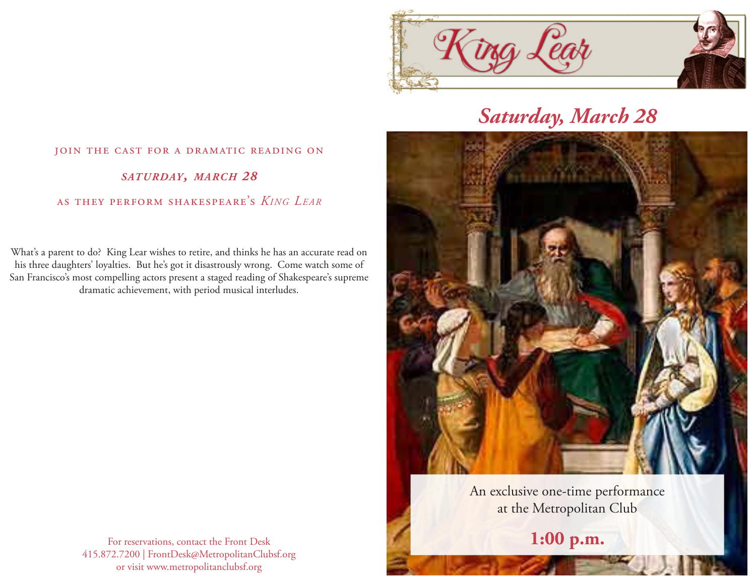JOIN THE CAST FOR A DRAMATIC READING ON

***SATURDAY, MARCH 28***

AS THEY PERFORM SHAKESPEARE'S *KING LEAR*

What's a parent to do? King Lear wishes to retire, and thinks he has an accurate read on his three daughters' loyalties. But he's got it disastrously wrong. Come watch some of San Francisco's most compelling actors present a staged reading of Shakespeare's supreme dramatic achievement, with period musical interludes.

For reservations, contact the Front Desk
415.872.7200 | FrontDesk@MetropolitanClubsf.org
or visit www.metropolitanclubsf.org

# King Lear

## *Saturday, March 28*

An exclusive one-time performance
at the Metropolitan Club

**1:00 p.m.**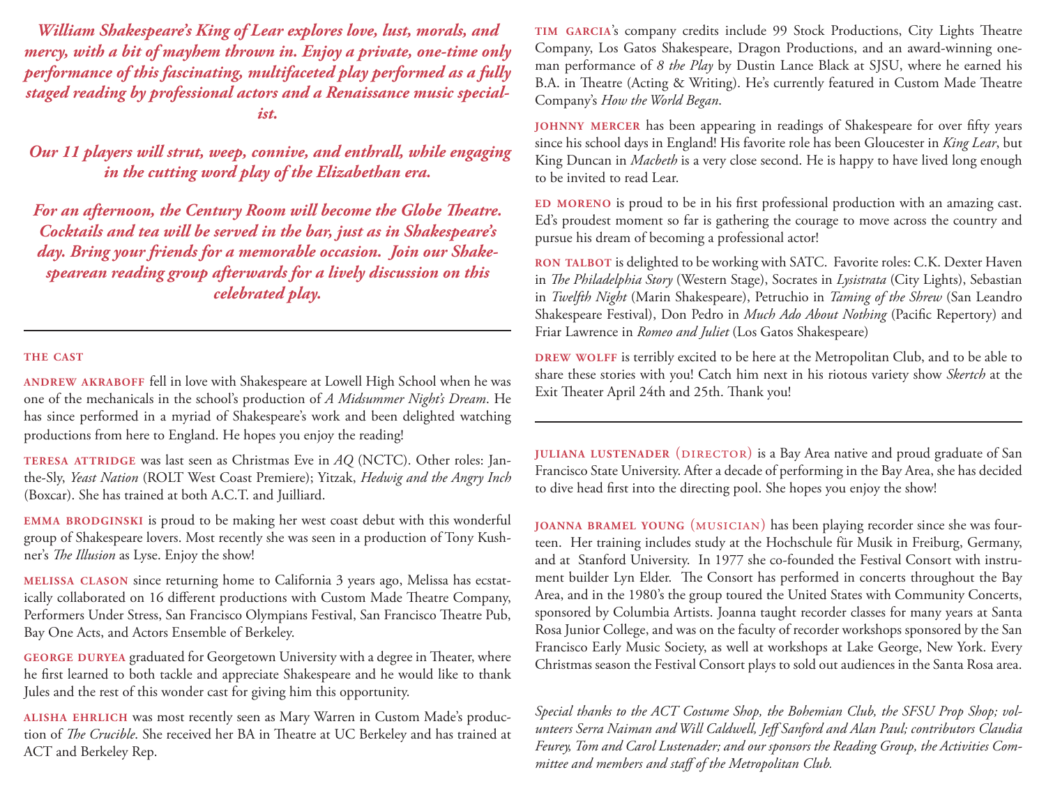***William Shakespeare's King of Lear explores love, lust, morals, and mercy, with a bit of mayhem thrown in. Enjoy a private, one-time only performance of this fascinating, multifaceted play performed as a fully staged reading by professional actors and a Renaissance music specialist.***

***Our 11 players will strut, weep, connive, and enthrall, while engaging in the cutting word play of the Elizabethan era.***

***For an afternoon, the Century Room will become the Globe Theatre. Cocktails and tea will be served in the bar, just as in Shakespeare's day. Bring your friends for a memorable occasion. Join our Shakespearean reading group afterwards for a lively discussion on this celebrated play.***

---

## THE CAST

**ANDREW AKRABOFF** fell in love with Shakespeare at Lowell High School when he was one of the mechanicals in the school's production of *A Midsummer Night's Dream*. He has since performed in a myriad of Shakespeare's work and been delighted watching productions from here to England. He hopes you enjoy the reading!

**TERESA ATTRIDGE** was last seen as Christmas Eve in *AQ* (NCTC). Other roles: Janthe-Sly, *Yeast Nation* (ROLT West Coast Premiere); Yitzak, *Hedwig and the Angry Inch* (Boxcar). She has trained at both A.C.T. and Juilliard.

**EMMA BRODGINSKI** is proud to be making her west coast debut with this wonderful group of Shakespeare lovers. Most recently she was seen in a production of Tony Kushner's *The Illusion* as Lyse. Enjoy the show!

**MELISSA CLASON** since returning home to California 3 years ago, Melissa has ecstatically collaborated on 16 different productions with Custom Made Theatre Company, Performers Under Stress, San Francisco Olympians Festival, San Francisco Theatre Pub, Bay One Acts, and Actors Ensemble of Berkeley.

**GEORGE DURYEA** graduated for Georgetown University with a degree in Theater, where he first learned to both tackle and appreciate Shakespeare and he would like to thank Jules and the rest of this wonder cast for giving him this opportunity.

**ALISHA EHRLICH** was most recently seen as Mary Warren in Custom Made's production of *The Crucible*. She received her BA in Theatre at UC Berkeley and has trained at ACT and Berkeley Rep.

**TIM GARCIA**'s company credits include 99 Stock Productions, City Lights Theatre Company, Los Gatos Shakespeare, Dragon Productions, and an award-winning one-man performance of *8 the Play* by Dustin Lance Black at SJSU, where he earned his B.A. in Theatre (Acting & Writing). He's currently featured in Custom Made Theatre Company's *How the World Began*.

**JOHNNY MERCER** has been appearing in readings of Shakespeare for over fifty years since his school days in England! His favorite role has been Gloucester in *King Lear*, but King Duncan in *Macbeth* is a very close second. He is happy to have lived long enough to be invited to read Lear.

**ED MORENO** is proud to be in his first professional production with an amazing cast. Ed's proudest moment so far is gathering the courage to move across the country and pursue his dream of becoming a professional actor!

**RON TALBOT** is delighted to be working with SATC. Favorite roles: C.K. Dexter Haven in *The Philadelphia Story* (Western Stage), Socrates in *Lysistrata* (City Lights), Sebastian in *Twelfth Night* (Marin Shakespeare), Petruchio in *Taming of the Shrew* (San Leandro Shakespeare Festival), Don Pedro in *Much Ado About Nothing* (Pacific Repertory) and Friar Lawrence in *Romeo and Juliet* (Los Gatos Shakespeare)

**DREW WOLFF** is terribly excited to be here at the Metropolitan Club, and to be able to share these stories with you! Catch him next in his riotous variety show *Skertch* at the Exit Theater April 24th and 25th. Thank you!

---

**JULIANA LUSTENADER (DIRECTOR)** is a Bay Area native and proud graduate of San Francisco State University. After a decade of performing in the Bay Area, she has decided to dive head first into the directing pool. She hopes you enjoy the show!

**JOANNA BRAMEL YOUNG (MUSICIAN)** has been playing recorder since she was fourteen. Her training includes study at the Hochschule für Musik in Freiburg, Germany, and at Stanford University. In 1977 she co-founded the Festival Consort with instrument builder Lyn Elder. The Consort has performed in concerts throughout the Bay Area, and in the 1980's the group toured the United States with Community Concerts, sponsored by Columbia Artists. Joanna taught recorder classes for many years at Santa Rosa Junior College, and was on the faculty of recorder workshops sponsored by the San Francisco Early Music Society, as well at workshops at Lake George, New York. Every Christmas season the Festival Consort plays to sold out audiences in the Santa Rosa area.

*Special thanks to the ACT Costume Shop, the Bohemian Club, the SFSU Prop Shop; volunteers Serra Naiman and Will Caldwell, Jeff Sanford and Alan Paul; contributors Claudia Feurey, Tom and Carol Lustenader; and our sponsors the Reading Group, the Activities Committee and members and staff of the Metropolitan Club.*